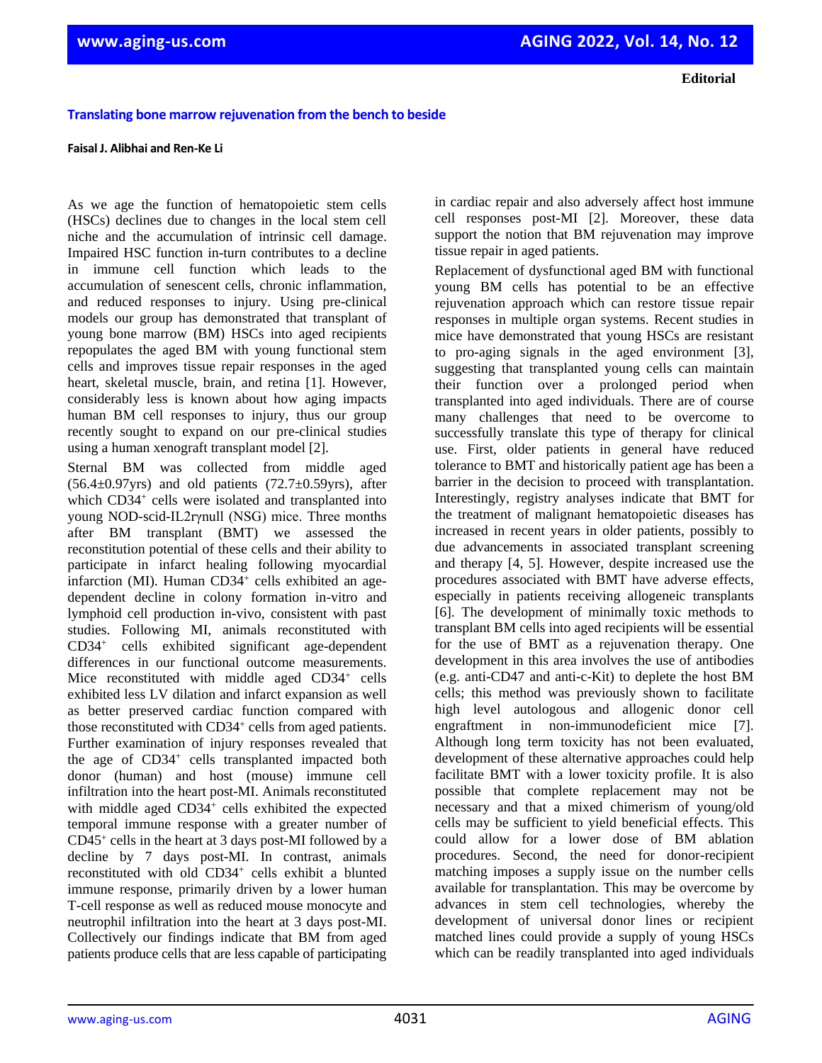**Editorial**

# Translating bone marrow rejuvenation from the bench to beside

**Faisal J. Alibhai and Ren-Ke Li**

As we age the function of hematopoietic stem cells (HSCs) declines due to changes in the local stem cell niche and the accumulation of intrinsic cell damage. Impaired HSC function in-turn contributes to a decline in immune cell function which leads to the accumulation of senescent cells, chronic inflammation, and reduced responses to injury. Using pre-clinical models our group has demonstrated that transplant of young bone marrow (BM) HSCs into aged recipients repopulates the aged BM with young functional stem cells and improves tissue repair responses in the aged heart, skeletal muscle, brain, and retina [1]. However, considerably less is known about how aging impacts human BM cell responses to injury, thus our group recently sought to expand on our pre-clinical studies using a human xenograft transplant model [2].

Sternal BM was collected from middle aged (56.4±0.97yrs) and old patients (72.7±0.59yrs), after which $CD34^+$ cells were isolated and transplanted into young NOD-scid-IL2rγnull (NSG) mice. Three months after BM transplant (BMT) we assessed the reconstitution potential of these cells and their ability to participate in infarct healing following myocardial infarction (MI). Human $CD34^+$ cells exhibited an age-dependent decline in colony formation in-vitro and lymphoid cell production in-vivo, consistent with past studies. Following MI, animals reconstituted with $CD34^+$ cells exhibited significant age-dependent differences in our functional outcome measurements. Mice reconstituted with middle aged $CD34^+$ cells exhibited less LV dilation and infarct expansion as well as better preserved cardiac function compared with those reconstituted with $CD34^+$ cells from aged patients. Further examination of injury responses revealed that the age of $CD34^+$ cells transplanted impacted both donor (human) and host (mouse) immune cell infiltration into the heart post-MI. Animals reconstituted with middle aged $CD34^+$ cells exhibited the expected temporal immune response with a greater number of $CD45^+$ cells in the heart at 3 days post-MI followed by a decline by 7 days post-MI. In contrast, animals reconstituted with old $CD34^+$ cells exhibit a blunted immune response, primarily driven by a lower human T-cell response as well as reduced mouse monocyte and neutrophil infiltration into the heart at 3 days post-MI. Collectively our findings indicate that BM from aged patients produce cells that are less capable of participating in cardiac repair and also adversely affect host immune cell responses post-MI [2]. Moreover, these data support the notion that BM rejuvenation may improve tissue repair in aged patients.

Replacement of dysfunctional aged BM with functional young BM cells has potential to be an effective rejuvenation approach which can restore tissue repair responses in multiple organ systems. Recent studies in mice have demonstrated that young HSCs are resistant to pro-aging signals in the aged environment [3], suggesting that transplanted young cells can maintain their function over a prolonged period when transplanted into aged individuals. There are of course many challenges that need to be overcome to successfully translate this type of therapy for clinical use. First, older patients in general have reduced tolerance to BMT and historically patient age has been a barrier in the decision to proceed with transplantation. Interestingly, registry analyses indicate that BMT for the treatment of malignant hematopoietic diseases has increased in recent years in older patients, possibly to due advancements in associated transplant screening and therapy [4, 5]. However, despite increased use the procedures associated with BMT have adverse effects, especially in patients receiving allogeneic transplants [6]. The development of minimally toxic methods to transplant BM cells into aged recipients will be essential for the use of BMT as a rejuvenation therapy. One development in this area involves the use of antibodies (e.g. anti-CD47 and anti-c-Kit) to deplete the host BM cells; this method was previously shown to facilitate high level autologous and allogenic donor cell engraftment in non-immunodeficient mice [7]. Although long term toxicity has not been evaluated, development of these alternative approaches could help facilitate BMT with a lower toxicity profile. It is also possible that complete replacement may not be necessary and that a mixed chimerism of young/old cells may be sufficient to yield beneficial effects. This could allow for a lower dose of BM ablation procedures. Second, the need for donor-recipient matching imposes a supply issue on the number cells available for transplantation. This may be overcome by advances in stem cell technologies, whereby the development of universal donor lines or recipient matched lines could provide a supply of young HSCs which can be readily transplanted into aged individuals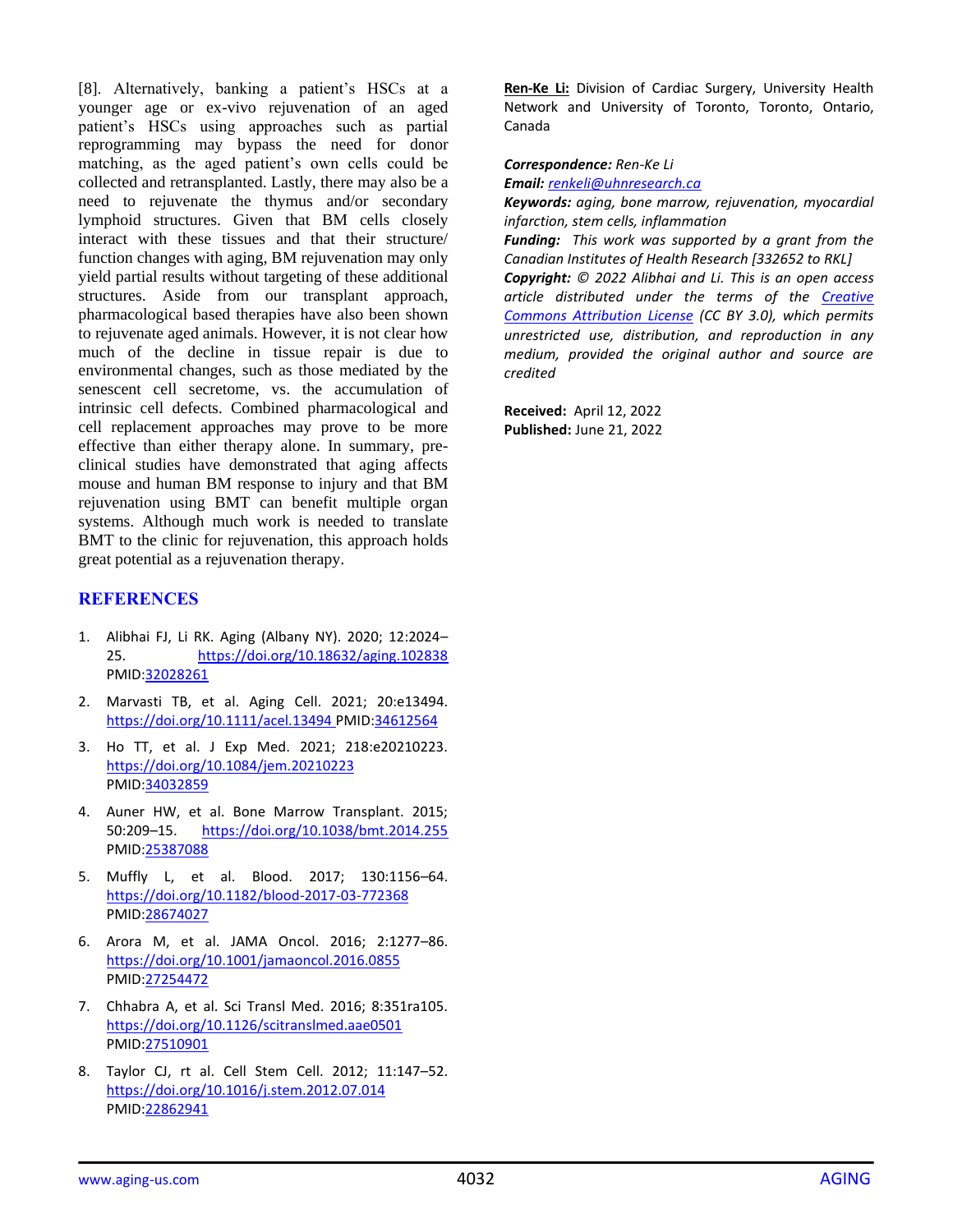[8]. Alternatively, banking a patient's HSCs at a younger age or ex-vivo rejuvenation of an aged patient's HSCs using approaches such as partial reprogramming may bypass the need for donor matching, as the aged patient's own cells could be collected and retransplanted. Lastly, there may also be a need to rejuvenate the thymus and/or secondary lymphoid structures. Given that BM cells closely interact with these tissues and that their structure/function changes with aging, BM rejuvenation may only yield partial results without targeting of these additional structures. Aside from our transplant approach, pharmacological based therapies have also been shown to rejuvenate aged animals. However, it is not clear how much of the decline in tissue repair is due to environmental changes, such as those mediated by the senescent cell secretome, vs. the accumulation of intrinsic cell defects. Combined pharmacological and cell replacement approaches may prove to be more effective than either therapy alone. In summary, pre-clinical studies have demonstrated that aging affects mouse and human BM response to injury and that BM rejuvenation using BMT can benefit multiple organ systems. Although much work is needed to translate BMT to the clinic for rejuvenation, this approach holds great potential as a rejuvenation therapy.

## REFERENCES

1. Alibhai FJ, Li RK. Aging (Albany NY). 2020; 12:2024–25. https://doi.org/10.18632/aging.102838 PMID:32028261
2. Marvasti TB, et al. Aging Cell. 2021; 20:e13494. https://doi.org/10.1111/acel.13494 PMID:34612564
3. Ho TT, et al. J Exp Med. 2021; 218:e20210223. https://doi.org/10.1084/jem.20210223 PMID:34032859
4. Auner HW, et al. Bone Marrow Transplant. 2015; 50:209–15. https://doi.org/10.1038/bmt.2014.255 PMID:25387088
5. Muffly L, et al. Blood. 2017; 130:1156–64. https://doi.org/10.1182/blood-2017-03-772368 PMID:28674027
6. Arora M, et al. JAMA Oncol. 2016; 2:1277–86. https://doi.org/10.1001/jamaoncol.2016.0855 PMID:27254472
7. Chhabra A, et al. Sci Transl Med. 2016; 8:351ra105. https://doi.org/10.1126/scitranslmed.aae0501 PMID:27510901
8. Taylor CJ, rt al. Cell Stem Cell. 2012; 11:147–52. https://doi.org/10.1016/j.stem.2012.07.014 PMID:22862941

**Ren-Ke Li:** Division of Cardiac Surgery, University Health Network and University of Toronto, Toronto, Ontario, Canada

***Correspondence:*** *Ren-Ke Li*
***Email:*** *renkeli@uhnresearch.ca*
***Keywords:*** *aging, bone marrow, rejuvenation, myocardial infarction, stem cells, inflammation*
***Funding:*** *This work was supported by a grant from the Canadian Institutes of Health Research [332652 to RKL]*
***Copyright:*** *© 2022 Alibhai and Li. This is an open access article distributed under the terms of the Creative Commons Attribution License (CC BY 3.0), which permits unrestricted use, distribution, and reproduction in any medium, provided the original author and source are credited*

**Received:** April 12, 2022
**Published:** June 21, 2022